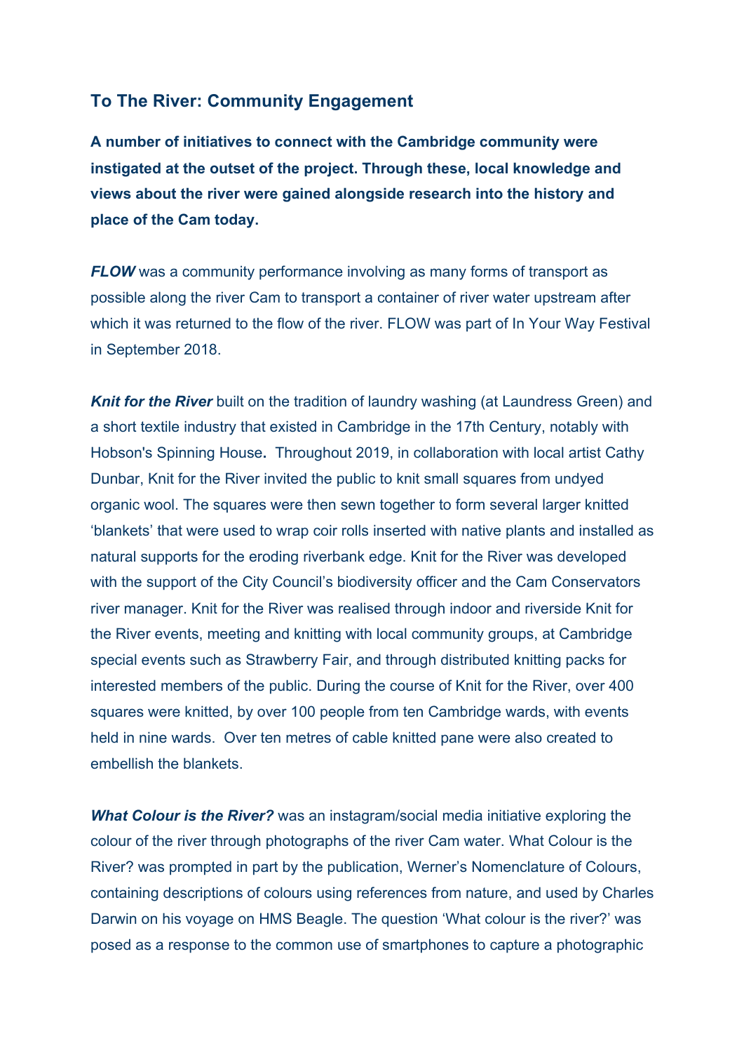## To The River: Community Engagement

**A number of initiatives to connect with the Cambridge community were instigated at the outset of the project. Through these, local knowledge and views about the river were gained alongside research into the history and place of the Cam today.**

***FLOW*** was a community performance involving as many forms of transport as possible along the river Cam to transport a container of river water upstream after which it was returned to the flow of the river. FLOW was part of In Your Way Festival in September 2018.

***Knit for the River*** built on the tradition of laundry washing (at Laundress Green) and a short textile industry that existed in Cambridge in the 17th Century, notably with Hobson's Spinning House**.** Throughout 2019, in collaboration with local artist Cathy Dunbar, Knit for the River invited the public to knit small squares from undyed organic wool. The squares were then sewn together to form several larger knitted 'blankets' that were used to wrap coir rolls inserted with native plants and installed as natural supports for the eroding riverbank edge. Knit for the River was developed with the support of the City Council's biodiversity officer and the Cam Conservators river manager. Knit for the River was realised through indoor and riverside Knit for the River events, meeting and knitting with local community groups, at Cambridge special events such as Strawberry Fair, and through distributed knitting packs for interested members of the public. During the course of Knit for the River, over 400 squares were knitted, by over 100 people from ten Cambridge wards, with events held in nine wards. Over ten metres of cable knitted pane were also created to embellish the blankets.

***What Colour is the River?*** was an instagram/social media initiative exploring the colour of the river through photographs of the river Cam water. What Colour is the River? was prompted in part by the publication, Werner's Nomenclature of Colours, containing descriptions of colours using references from nature, and used by Charles Darwin on his voyage on HMS Beagle. The question 'What colour is the river?' was posed as a response to the common use of smartphones to capture a photographic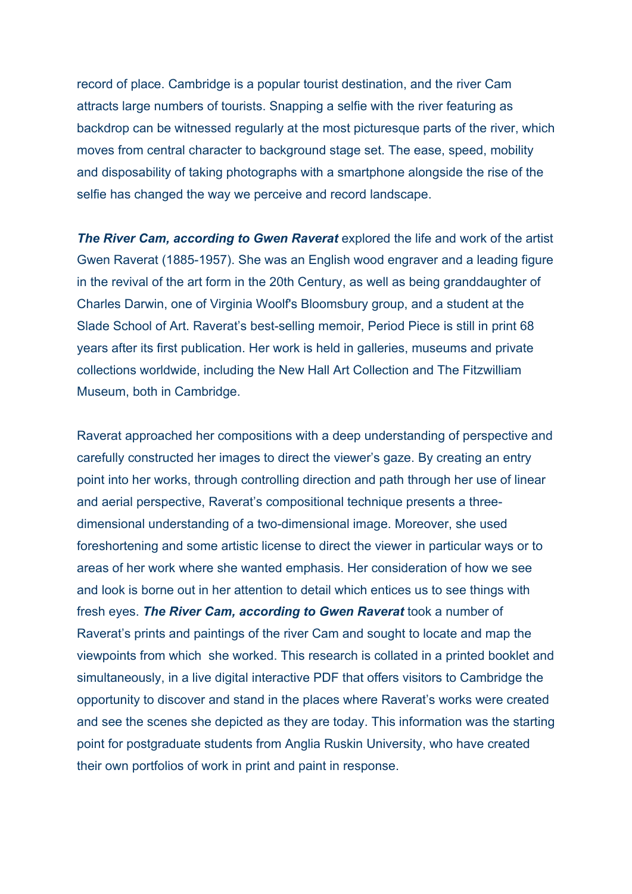record of place. Cambridge is a popular tourist destination, and the river Cam attracts large numbers of tourists. Snapping a selfie with the river featuring as backdrop can be witnessed regularly at the most picturesque parts of the river, which moves from central character to background stage set. The ease, speed, mobility and disposability of taking photographs with a smartphone alongside the rise of the selfie has changed the way we perceive and record landscape.

***The River Cam, according to Gwen Raverat*** explored the life and work of the artist Gwen Raverat (1885-1957). She was an English wood engraver and a leading figure in the revival of the art form in the 20th Century, as well as being granddaughter of Charles Darwin, one of Virginia Woolf's Bloomsbury group, and a student at the Slade School of Art. Raverat's best-selling memoir, Period Piece is still in print 68 years after its first publication. Her work is held in galleries, museums and private collections worldwide, including the New Hall Art Collection and The Fitzwilliam Museum, both in Cambridge.

Raverat approached her compositions with a deep understanding of perspective and carefully constructed her images to direct the viewer's gaze. By creating an entry point into her works, through controlling direction and path through her use of linear and aerial perspective, Raverat's compositional technique presents a three-dimensional understanding of a two-dimensional image. Moreover, she used foreshortening and some artistic license to direct the viewer in particular ways or to areas of her work where she wanted emphasis. Her consideration of how we see and look is borne out in her attention to detail which entices us to see things with fresh eyes. ***The River Cam, according to Gwen Raverat*** took a number of Raverat's prints and paintings of the river Cam and sought to locate and map the viewpoints from which she worked. This research is collated in a printed booklet and simultaneously, in a live digital interactive PDF that offers visitors to Cambridge the opportunity to discover and stand in the places where Raverat's works were created and see the scenes she depicted as they are today. This information was the starting point for postgraduate students from Anglia Ruskin University, who have created their own portfolios of work in print and paint in response.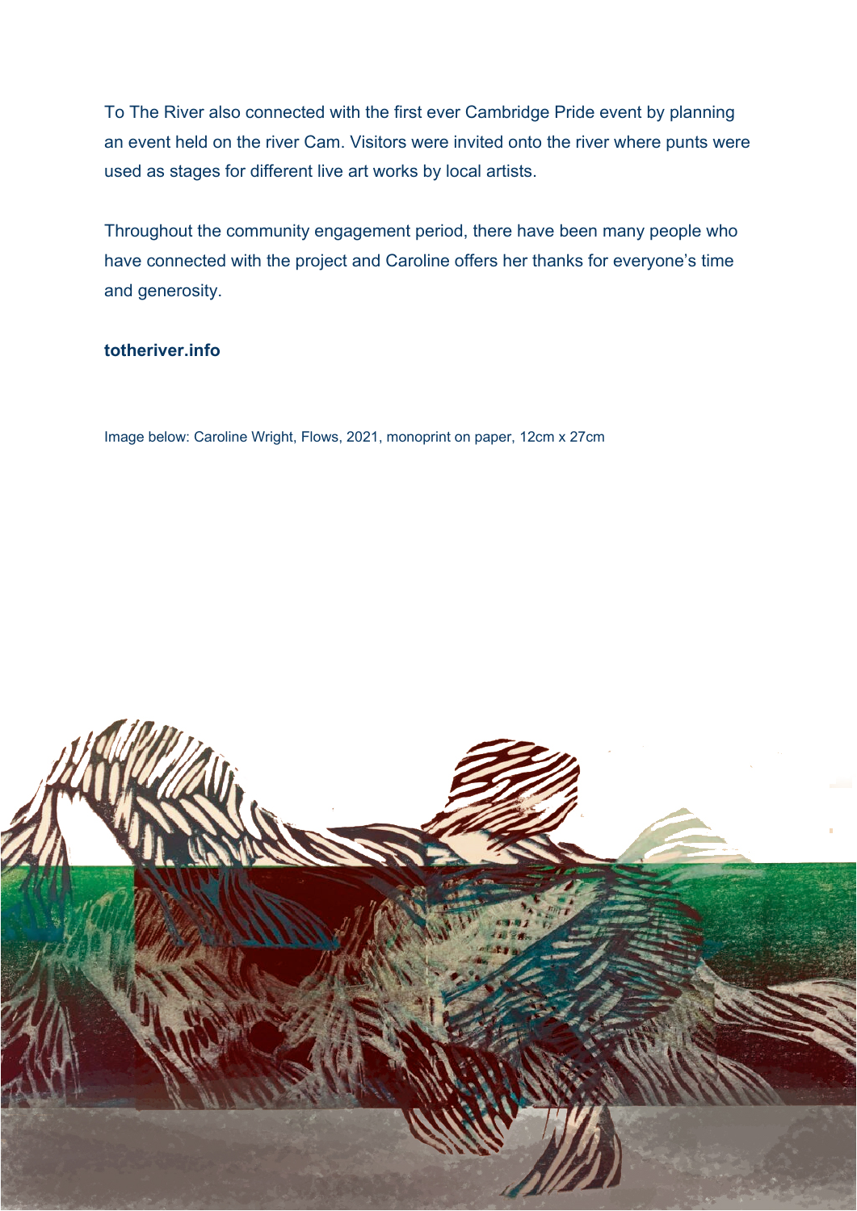To The River also connected with the first ever Cambridge Pride event by planning an event held on the river Cam. Visitors were invited onto the river where punts were used as stages for different live art works by local artists.

Throughout the community engagement period, there have been many people who have connected with the project and Caroline offers her thanks for everyone's time and generosity.

**totheriver.info**

Image below: Caroline Wright, Flows, 2021, monoprint on paper, 12cm x 27cm